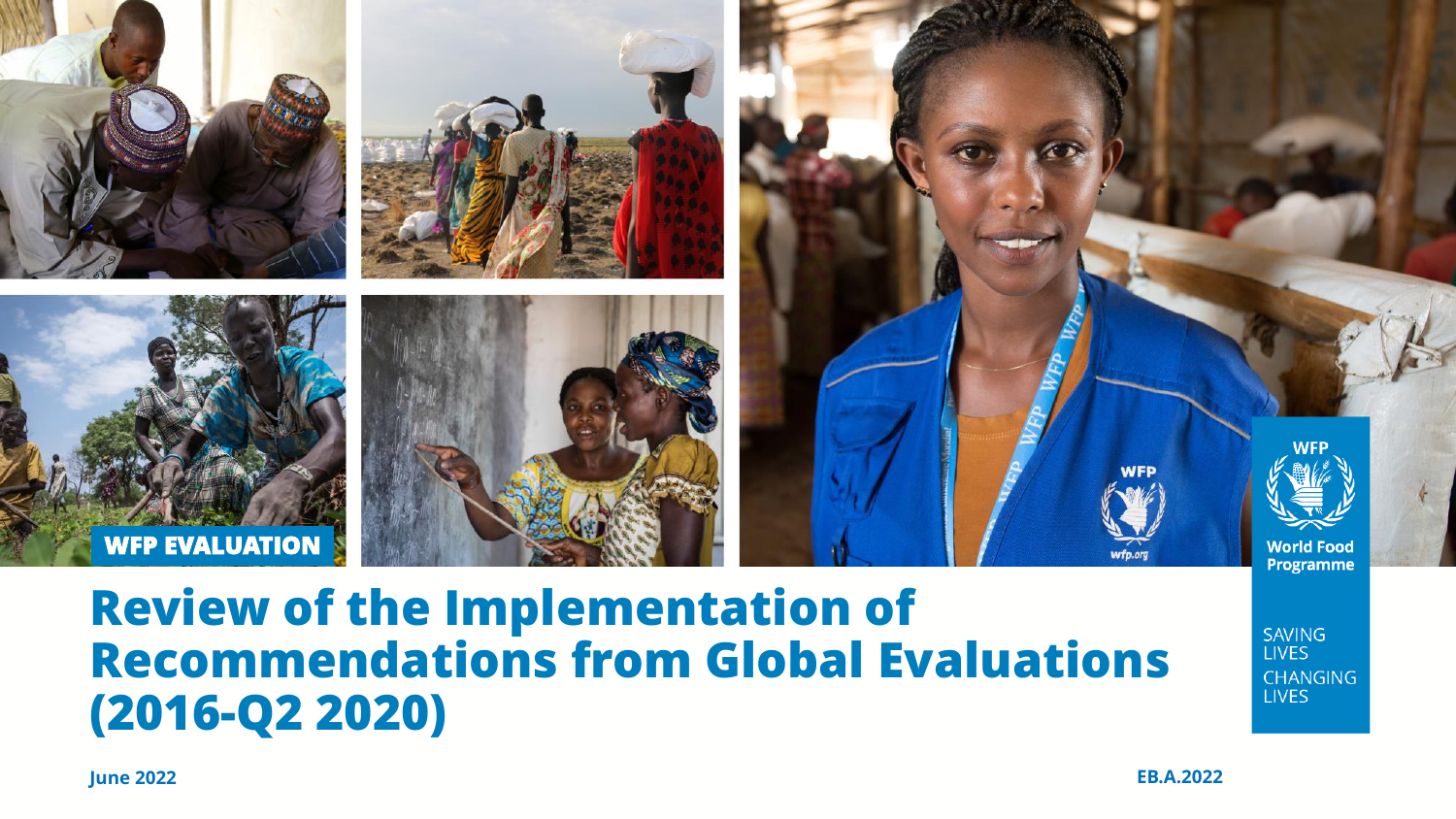WFP EVALUATION

# Review of the Implementation of Recommendations from Global Evaluations (2016-Q2 2020)

June 2022

EB.A.2022

World Food Programme

SAVING LIVES CHANGING LIVES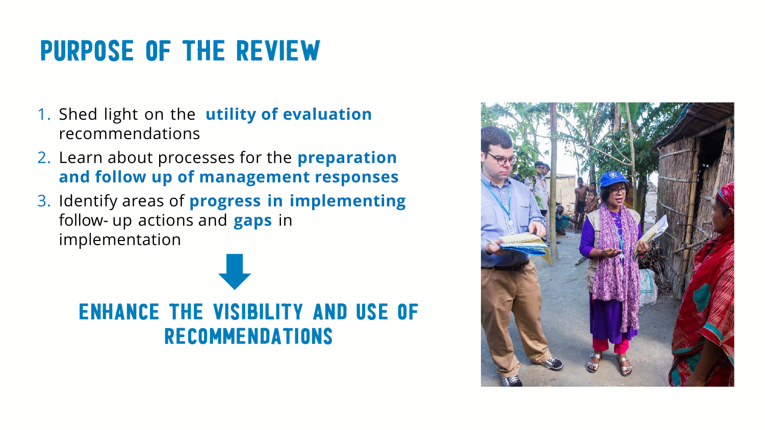# PURPOSE OF THE REVIEW

1. Shed light on the **utility of evaluation** recommendations
2. Learn about processes for the **preparation and follow up of management responses**
3. Identify areas of **progress in implementing** follow- up actions and **gaps** in implementation

## ENHANCE THE VISIBILITY AND USE OF RECOMMENDATIONS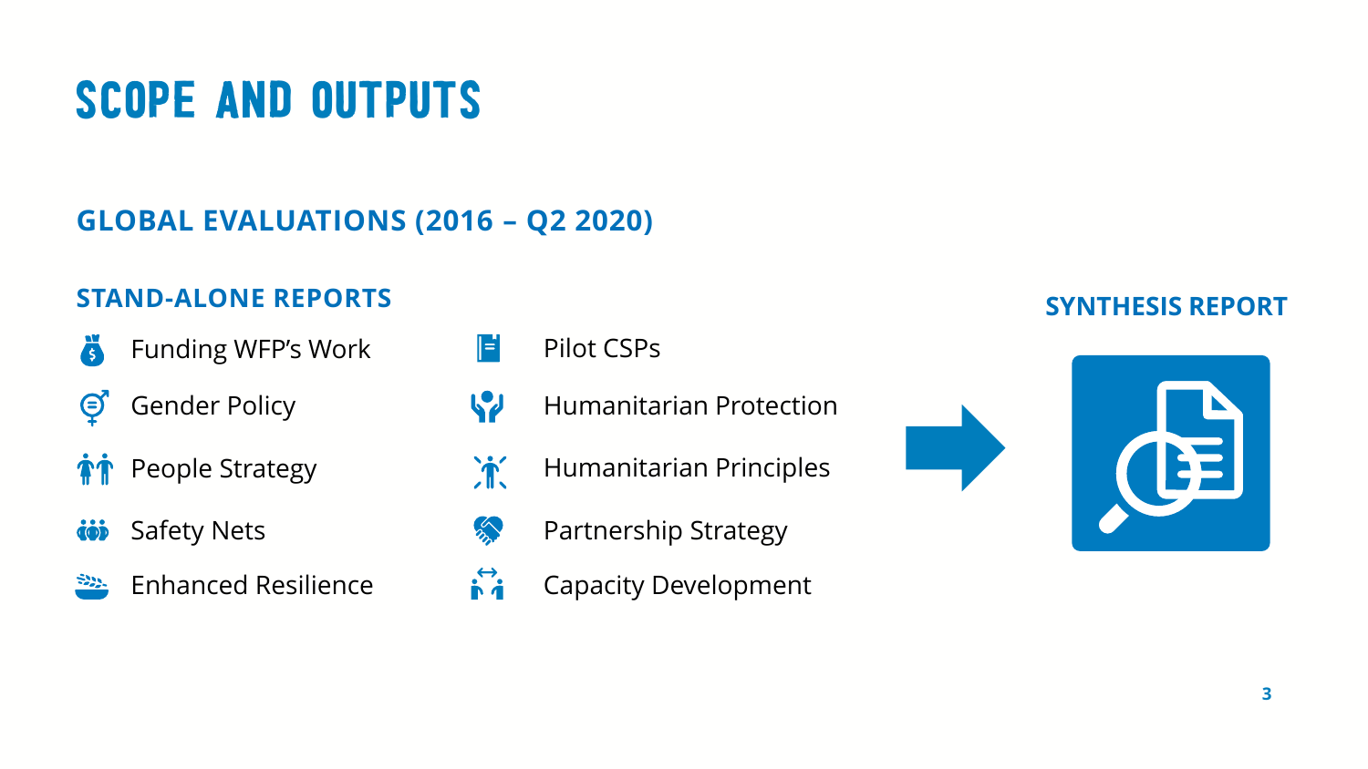# SCOPE AND OUTPUTS

## GLOBAL EVALUATIONS (2016 – Q2 2020)

### STAND-ALONE REPORTS

- Funding WFP's Work
- Gender Policy
- People Strategy
- Safety Nets
- Enhanced Resilience
- Pilot CSPs
- Humanitarian Protection
- Humanitarian Principles
- Partnership Strategy
- Capacity Development

### SYNTHESIS REPORT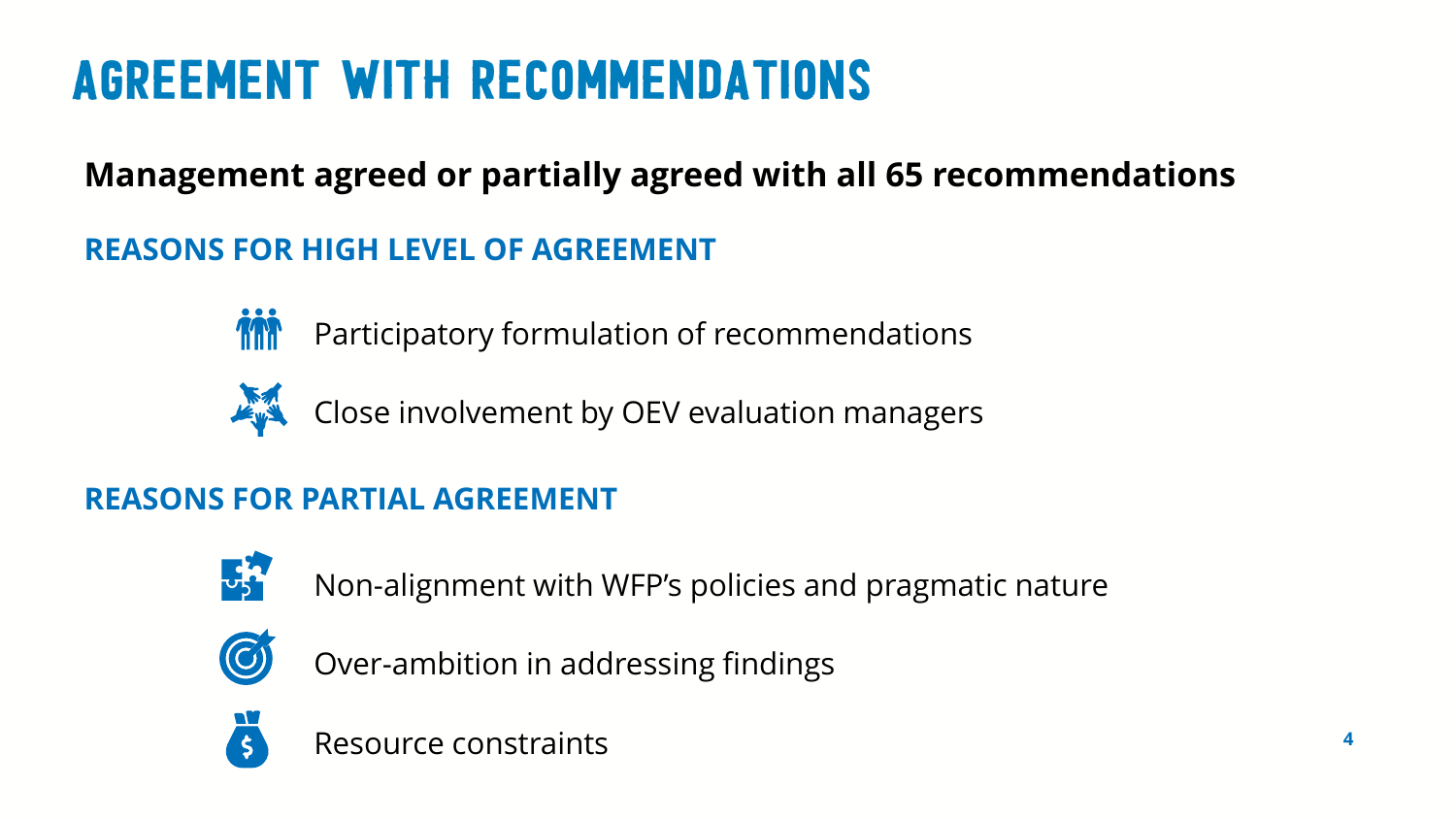# AGREEMENT WITH RECOMMENDATIONS

**Management agreed or partially agreed with all 65 recommendations**

## REASONS FOR HIGH LEVEL OF AGREEMENT

- Participatory formulation of recommendations
- Close involvement by OEV evaluation managers

## REASONS FOR PARTIAL AGREEMENT

- Non-alignment with WFP's policies and pragmatic nature
- Over-ambition in addressing findings
- Resource constraints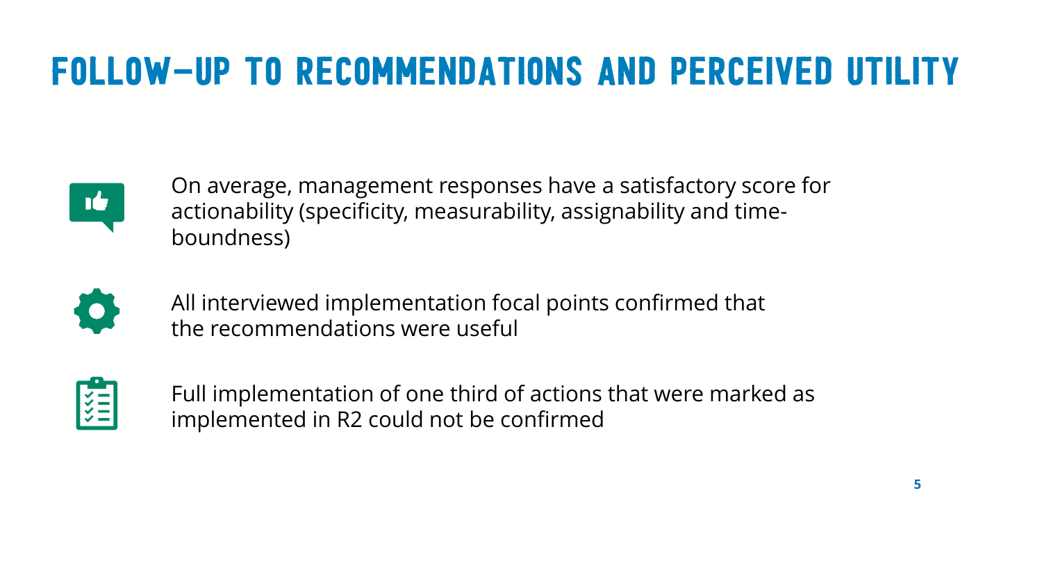# FOLLOW-UP TO RECOMMENDATIONS AND PERCEIVED UTILITY

- On average, management responses have a satisfactory score for actionability (specificity, measurability, assignability and time-boundness)
- All interviewed implementation focal points confirmed that the recommendations were useful
- Full implementation of one third of actions that were marked as implemented in R2 could not be confirmed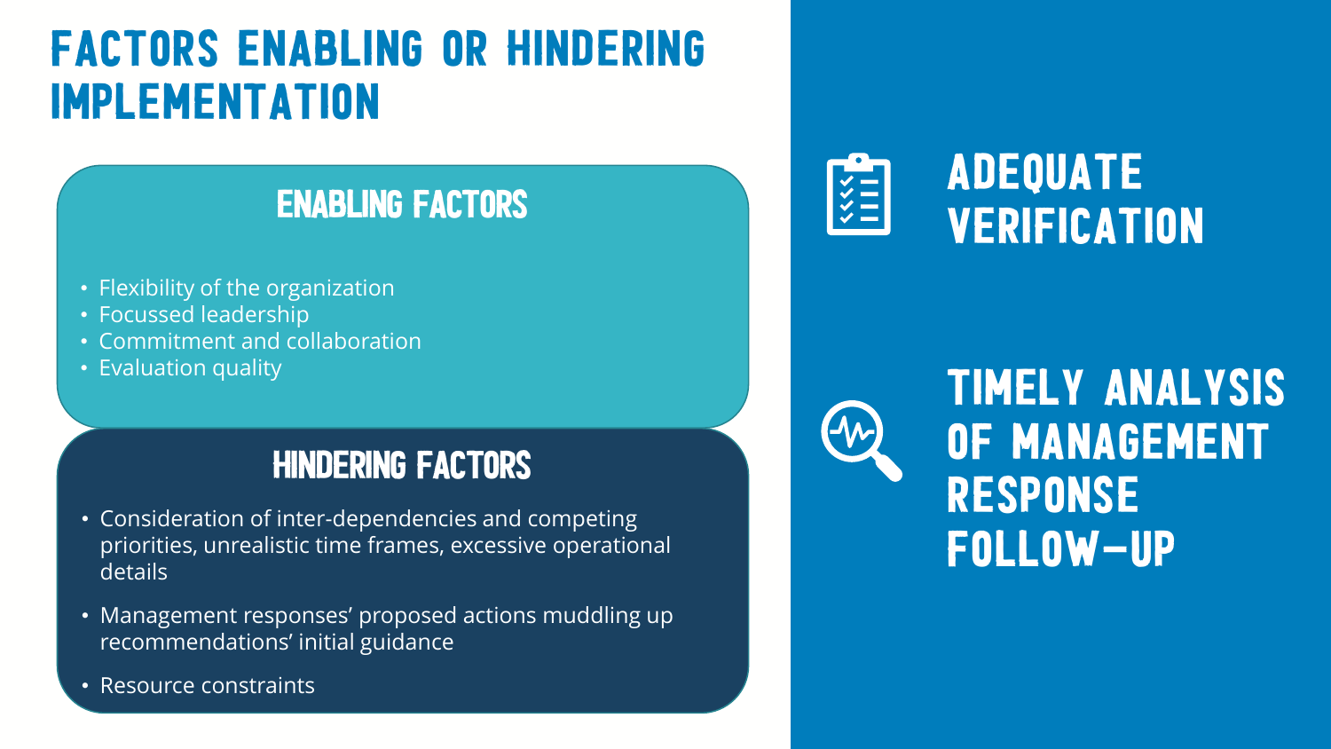# FACTORS ENABLING OR HINDERING IMPLEMENTATION

## ENABLING FACTORS

- Flexibility of the organization
- Focussed leadership
- Commitment and collaboration
- Evaluation quality

## HINDERING FACTORS

- Consideration of inter-dependencies and competing priorities, unrealistic time frames, excessive operational details
- Management responses' proposed actions muddling up recommendations' initial guidance
- Resource constraints

## ADEQUATE VERIFICATION

## TIMELY ANALYSIS OF MANAGEMENT RESPONSE FOLLOW-UP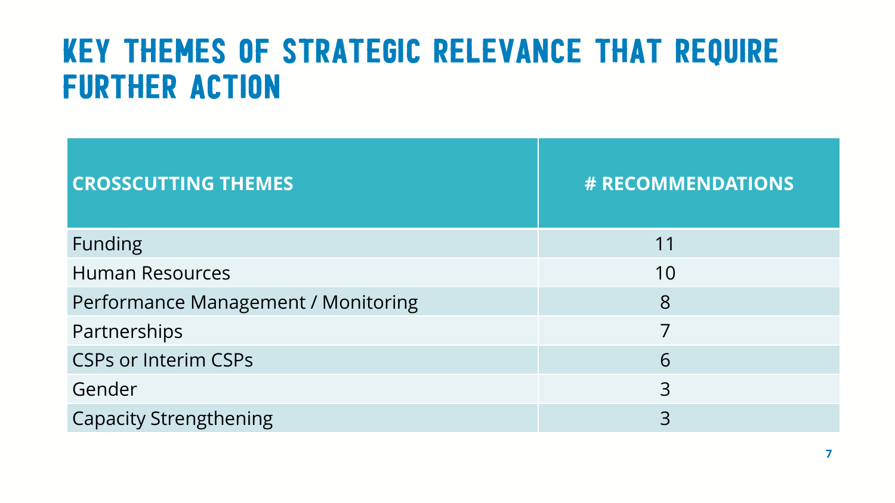# KEY THEMES OF STRATEGIC RELEVANCE THAT REQUIRE FURTHER ACTION

| CROSSCUTTING THEMES | # RECOMMENDATIONS |
| --- | --- |
| Funding | 11 |
| Human Resources | 10 |
| Performance Management / Monitoring | 8 |
| Partnerships | 7 |
| CSPs or Interim CSPs | 6 |
| Gender | 3 |
| Capacity Strengthening | 3 |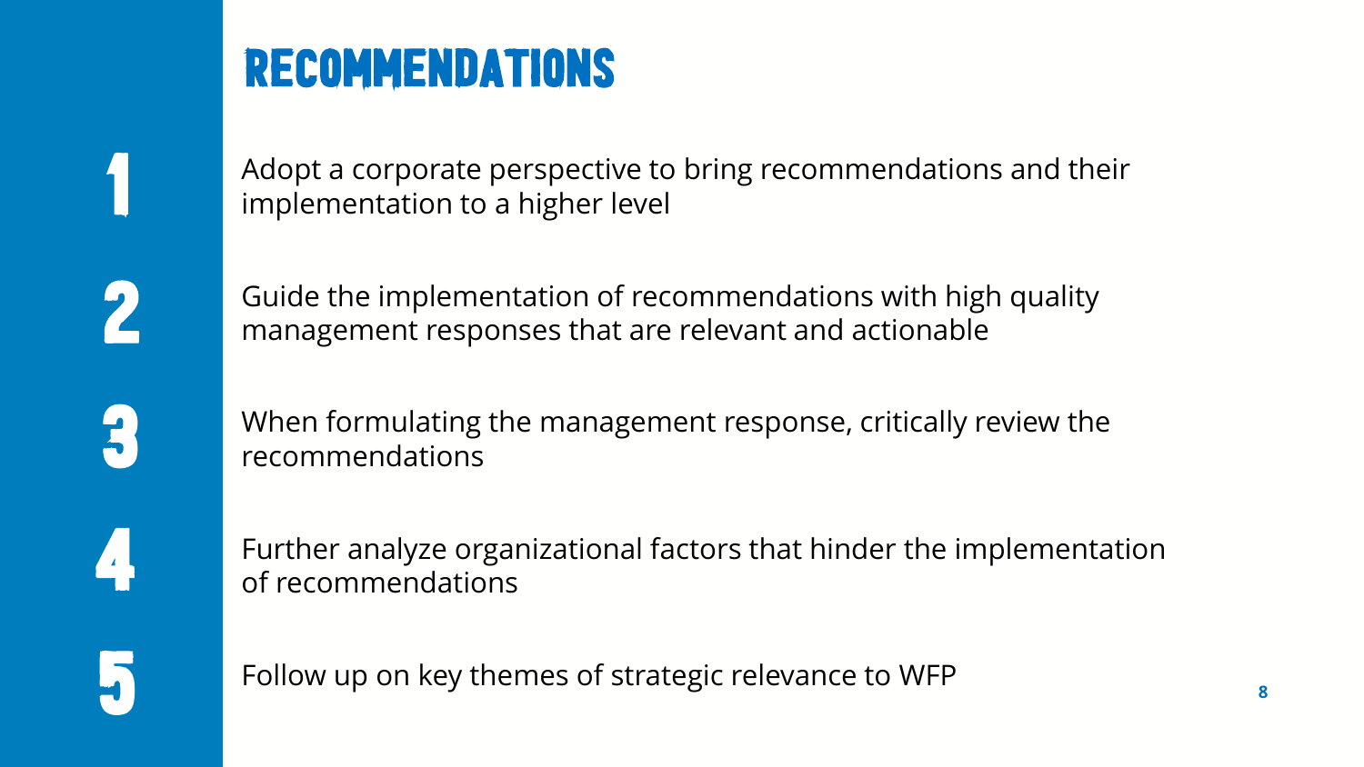# RECOMMENDATIONS

1. Adopt a corporate perspective to bring recommendations and their implementation to a higher level
2. Guide the implementation of recommendations with high quality management responses that are relevant and actionable
3. When formulating the management response, critically review the recommendations
4. Further analyze organizational factors that hinder the implementation of recommendations
5. Follow up on key themes of strategic relevance to WFP